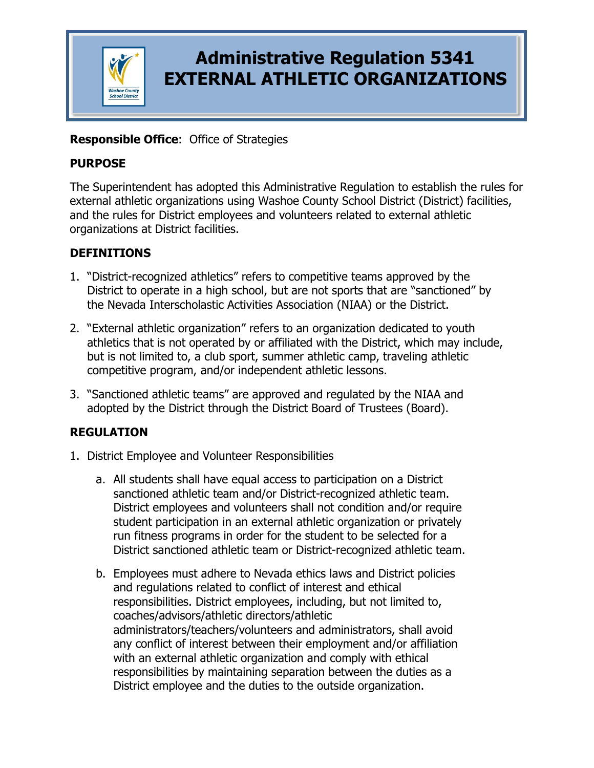# Administrative Regulation 5341
# EXTERNAL ATHLETIC ORGANIZATIONS

**Responsible Office**: Office of Strategies

## PURPOSE

The Superintendent has adopted this Administrative Regulation to establish the rules for external athletic organizations using Washoe County School District (District) facilities, and the rules for District employees and volunteers related to external athletic organizations at District facilities.

## DEFINITIONS

1. "District-recognized athletics" refers to competitive teams approved by the District to operate in a high school, but are not sports that are "sanctioned" by the Nevada Interscholastic Activities Association (NIAA) or the District.
2. "External athletic organization" refers to an organization dedicated to youth athletics that is not operated by or affiliated with the District, which may include, but is not limited to, a club sport, summer athletic camp, traveling athletic competitive program, and/or independent athletic lessons.
3. "Sanctioned athletic teams" are approved and regulated by the NIAA and adopted by the District through the District Board of Trustees (Board).

## REGULATION

1. District Employee and Volunteer Responsibilities
   a. All students shall have equal access to participation on a District sanctioned athletic team and/or District-recognized athletic team. District employees and volunteers shall not condition and/or require student participation in an external athletic organization or privately run fitness programs in order for the student to be selected for a District sanctioned athletic team or District-recognized athletic team.
   b. Employees must adhere to Nevada ethics laws and District policies and regulations related to conflict of interest and ethical responsibilities. District employees, including, but not limited to, coaches/advisors/athletic directors/athletic administrators/teachers/volunteers and administrators, shall avoid any conflict of interest between their employment and/or affiliation with an external athletic organization and comply with ethical responsibilities by maintaining separation between the duties as a District employee and the duties to the outside organization.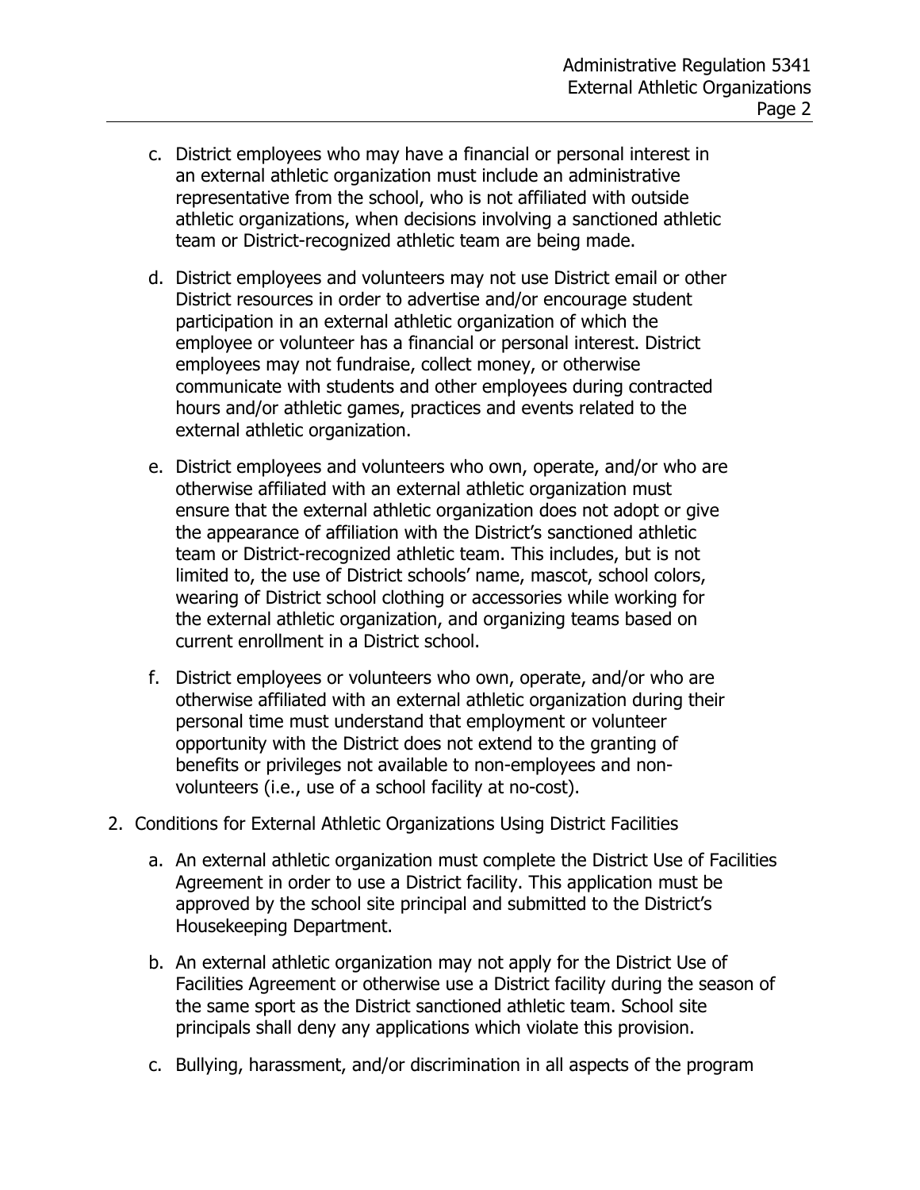c. District employees who may have a financial or personal interest in an external athletic organization must include an administrative representative from the school, who is not affiliated with outside athletic organizations, when decisions involving a sanctioned athletic team or District-recognized athletic team are being made.

d. District employees and volunteers may not use District email or other District resources in order to advertise and/or encourage student participation in an external athletic organization of which the employee or volunteer has a financial or personal interest. District employees may not fundraise, collect money, or otherwise communicate with students and other employees during contracted hours and/or athletic games, practices and events related to the external athletic organization.

e. District employees and volunteers who own, operate, and/or who are otherwise affiliated with an external athletic organization must ensure that the external athletic organization does not adopt or give the appearance of affiliation with the District's sanctioned athletic team or District-recognized athletic team. This includes, but is not limited to, the use of District schools' name, mascot, school colors, wearing of District school clothing or accessories while working for the external athletic organization, and organizing teams based on current enrollment in a District school.

f. District employees or volunteers who own, operate, and/or who are otherwise affiliated with an external athletic organization during their personal time must understand that employment or volunteer opportunity with the District does not extend to the granting of benefits or privileges not available to non-employees and non-volunteers (i.e., use of a school facility at no-cost).

2. Conditions for External Athletic Organizations Using District Facilities

   a. An external athletic organization must complete the District Use of Facilities Agreement in order to use a District facility. This application must be approved by the school site principal and submitted to the District's Housekeeping Department.

   b. An external athletic organization may not apply for the District Use of Facilities Agreement or otherwise use a District facility during the season of the same sport as the District sanctioned athletic team. School site principals shall deny any applications which violate this provision.

   c. Bullying, harassment, and/or discrimination in all aspects of the program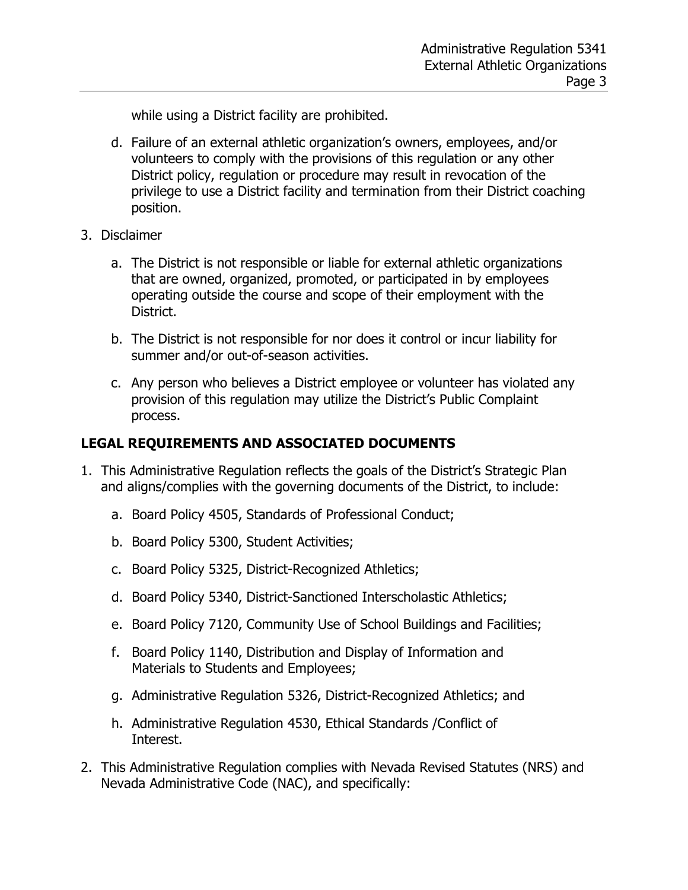while using a District facility are prohibited.

   d. Failure of an external athletic organization's owners, employees, and/or volunteers to comply with the provisions of this regulation or any other District policy, regulation or procedure may result in revocation of the privilege to use a District facility and termination from their District coaching position.

3. Disclaimer

   a. The District is not responsible or liable for external athletic organizations that are owned, organized, promoted, or participated in by employees operating outside the course and scope of their employment with the District.

   b. The District is not responsible for nor does it control or incur liability for summer and/or out-of-season activities.

   c. Any person who believes a District employee or volunteer has violated any provision of this regulation may utilize the District's Public Complaint process.

**LEGAL REQUIREMENTS AND ASSOCIATED DOCUMENTS**

1. This Administrative Regulation reflects the goals of the District's Strategic Plan and aligns/complies with the governing documents of the District, to include:

   a. Board Policy 4505, Standards of Professional Conduct;

   b. Board Policy 5300, Student Activities;

   c. Board Policy 5325, District-Recognized Athletics;

   d. Board Policy 5340, District-Sanctioned Interscholastic Athletics;

   e. Board Policy 7120, Community Use of School Buildings and Facilities;

   f. Board Policy 1140, Distribution and Display of Information and Materials to Students and Employees;

   g. Administrative Regulation 5326, District-Recognized Athletics; and

   h. Administrative Regulation 4530, Ethical Standards /Conflict of Interest.

2. This Administrative Regulation complies with Nevada Revised Statutes (NRS) and Nevada Administrative Code (NAC), and specifically: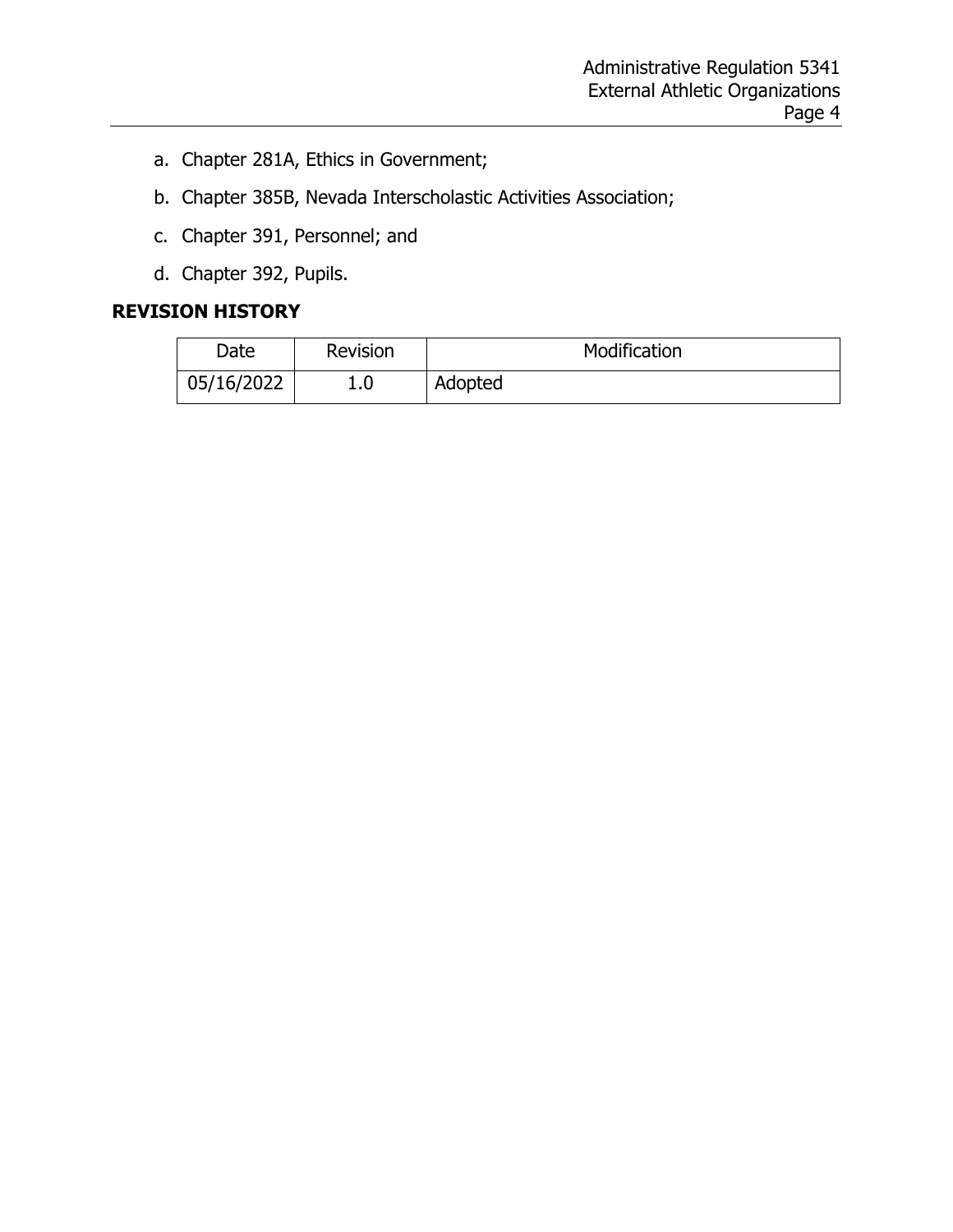a. Chapter 281A, Ethics in Government;

b. Chapter 385B, Nevada Interscholastic Activities Association;

c. Chapter 391, Personnel; and

d. Chapter 392, Pupils.

## REVISION HISTORY

| Date | Revision | Modification |
|---|---|---|
| 05/16/2022 | 1.0 | Adopted |